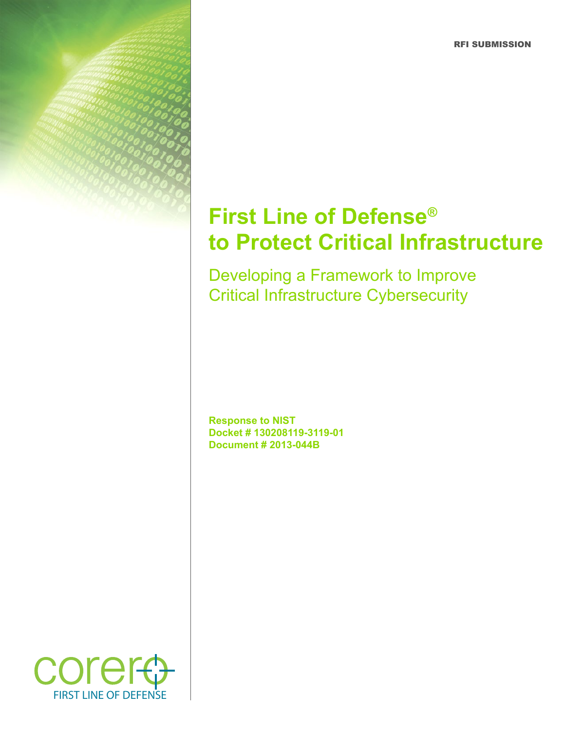RFI SUBMISSION

# First Line of Defense® to Protect Critical Infrastructure

## Developing a Framework to Improve Critical Infrastructure Cybersecurity

**Response to NIST**
**Docket # 130208119-3119-01**
**Document # 2013-044B**

corero
FIRST LINE OF DEFENSE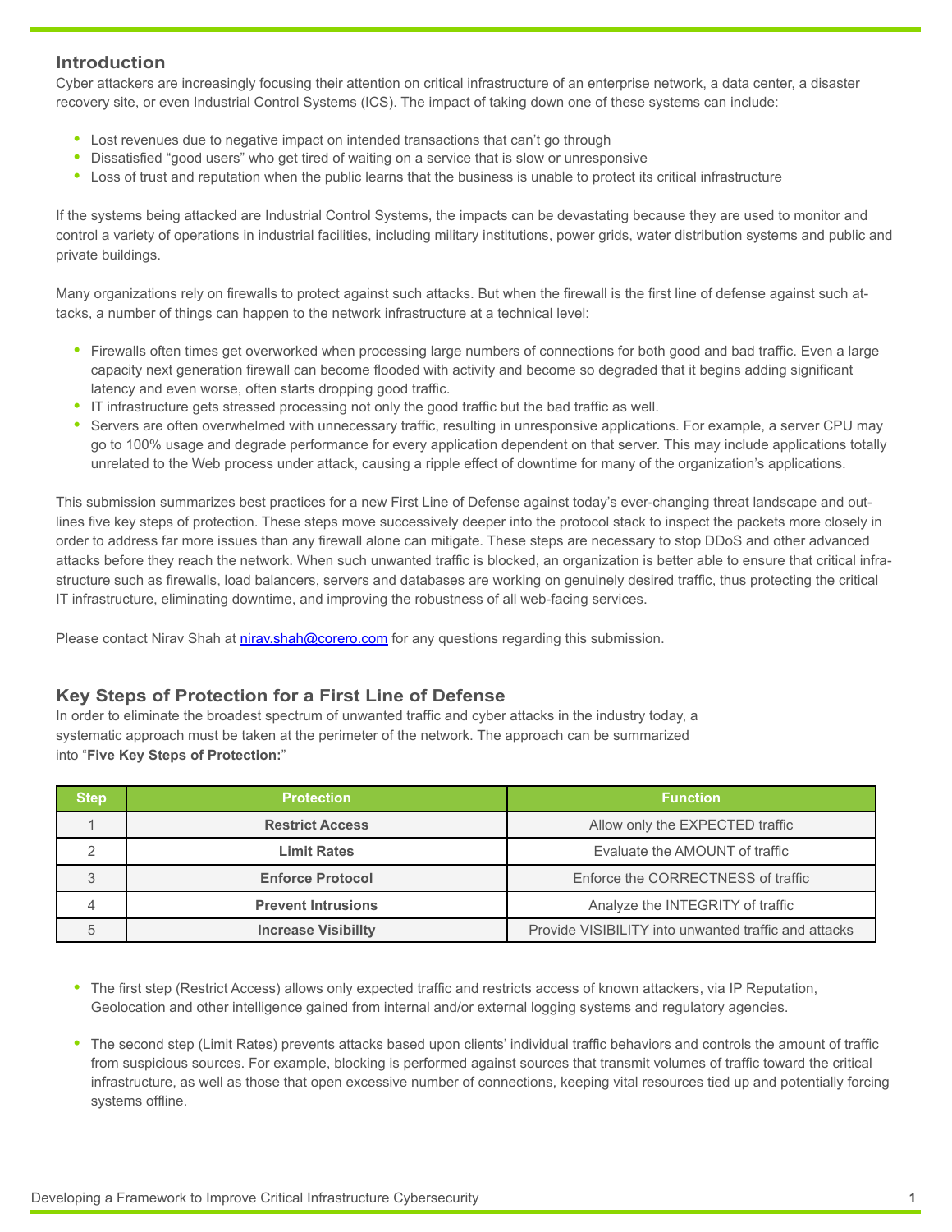## Introduction

Cyber attackers are increasingly focusing their attention on critical infrastructure of an enterprise network, a data center, a disaster recovery site, or even Industrial Control Systems (ICS). The impact of taking down one of these systems can include:

- Lost revenues due to negative impact on intended transactions that can't go through
- Dissatisfied "good users" who get tired of waiting on a service that is slow or unresponsive
- Loss of trust and reputation when the public learns that the business is unable to protect its critical infrastructure

If the systems being attacked are Industrial Control Systems, the impacts can be devastating because they are used to monitor and control a variety of operations in industrial facilities, including military institutions, power grids, water distribution systems and public and private buildings.

Many organizations rely on firewalls to protect against such attacks. But when the firewall is the first line of defense against such attacks, a number of things can happen to the network infrastructure at a technical level:

- Firewalls often times get overworked when processing large numbers of connections for both good and bad traffic. Even a large capacity next generation firewall can become flooded with activity and become so degraded that it begins adding significant latency and even worse, often starts dropping good traffic.
- IT infrastructure gets stressed processing not only the good traffic but the bad traffic as well.
- Servers are often overwhelmed with unnecessary traffic, resulting in unresponsive applications. For example, a server CPU may go to 100% usage and degrade performance for every application dependent on that server. This may include applications totally unrelated to the Web process under attack, causing a ripple effect of downtime for many of the organization's applications.

This submission summarizes best practices for a new First Line of Defense against today's ever-changing threat landscape and outlines five key steps of protection. These steps move successively deeper into the protocol stack to inspect the packets more closely in order to address far more issues than any firewall alone can mitigate. These steps are necessary to stop DDoS and other advanced attacks before they reach the network. When such unwanted traffic is blocked, an organization is better able to ensure that critical infrastructure such as firewalls, load balancers, servers and databases are working on genuinely desired traffic, thus protecting the critical IT infrastructure, eliminating downtime, and improving the robustness of all web-facing services.

Please contact Nirav Shah at nirav.shah@corero.com for any questions regarding this submission.

## Key Steps of Protection for a First Line of Defense

In order to eliminate the broadest spectrum of unwanted traffic and cyber attacks in the industry today, a systematic approach must be taken at the perimeter of the network. The approach can be summarized into "**Five Key Steps of Protection:**"

| Step | Protection | Function |
|---|---|---|
| 1 | **Restrict Access** | Allow only the EXPECTED traffic |
| 2 | **Limit Rates** | Evaluate the AMOUNT of traffic |
| 3 | **Enforce Protocol** | Enforce the CORRECTNESS of traffic |
| 4 | **Prevent Intrusions** | Analyze the INTEGRITY of traffic |
| 5 | **Increase Visibillty** | Provide VISIBILITY into unwanted traffic and attacks |

- The first step (Restrict Access) allows only expected traffic and restricts access of known attackers, via IP Reputation, Geolocation and other intelligence gained from internal and/or external logging systems and regulatory agencies.

- The second step (Limit Rates) prevents attacks based upon clients' individual traffic behaviors and controls the amount of traffic from suspicious sources. For example, blocking is performed against sources that transmit volumes of traffic toward the critical infrastructure, as well as those that open excessive number of connections, keeping vital resources tied up and potentially forcing systems offline.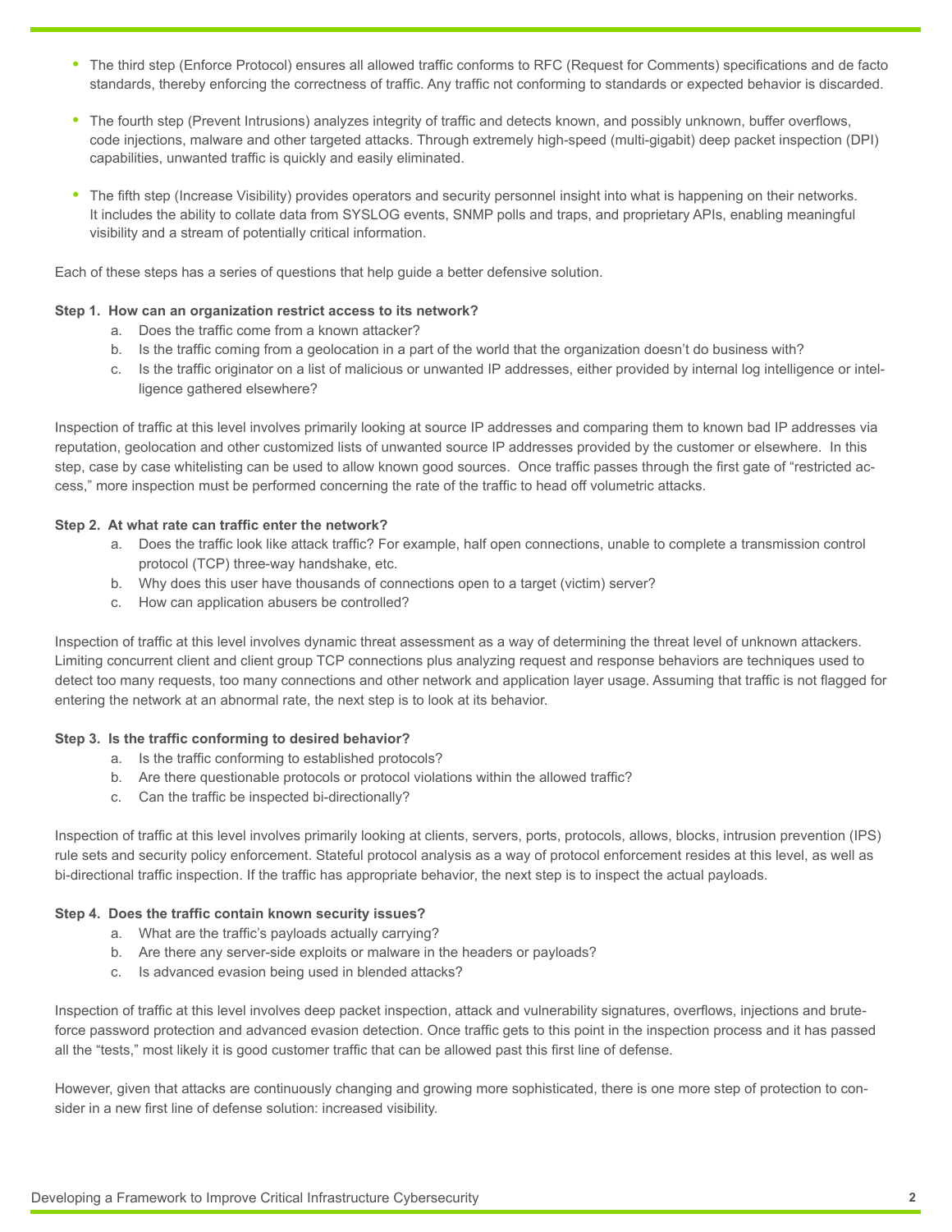- The third step (Enforce Protocol) ensures all allowed traffic conforms to RFC (Request for Comments) specifications and de facto standards, thereby enforcing the correctness of traffic. Any traffic not conforming to standards or expected behavior is discarded.
- The fourth step (Prevent Intrusions) analyzes integrity of traffic and detects known, and possibly unknown, buffer overflows, code injections, malware and other targeted attacks. Through extremely high-speed (multi-gigabit) deep packet inspection (DPI) capabilities, unwanted traffic is quickly and easily eliminated.
- The fifth step (Increase Visibility) provides operators and security personnel insight into what is happening on their networks. It includes the ability to collate data from SYSLOG events, SNMP polls and traps, and proprietary APIs, enabling meaningful visibility and a stream of potentially critical information.

Each of these steps has a series of questions that help guide a better defensive solution.

**Step 1. How can an organization restrict access to its network?**

a. Does the traffic come from a known attacker?
b. Is the traffic coming from a geolocation in a part of the world that the organization doesn't do business with?
c. Is the traffic originator on a list of malicious or unwanted IP addresses, either provided by internal log intelligence or intelligence gathered elsewhere?

Inspection of traffic at this level involves primarily looking at source IP addresses and comparing them to known bad IP addresses via reputation, geolocation and other customized lists of unwanted source IP addresses provided by the customer or elsewhere. In this step, case by case whitelisting can be used to allow known good sources. Once traffic passes through the first gate of "restricted access," more inspection must be performed concerning the rate of the traffic to head off volumetric attacks.

**Step 2. At what rate can traffic enter the network?**

a. Does the traffic look like attack traffic? For example, half open connections, unable to complete a transmission control protocol (TCP) three-way handshake, etc.
b. Why does this user have thousands of connections open to a target (victim) server?
c. How can application abusers be controlled?

Inspection of traffic at this level involves dynamic threat assessment as a way of determining the threat level of unknown attackers. Limiting concurrent client and client group TCP connections plus analyzing request and response behaviors are techniques used to detect too many requests, too many connections and other network and application layer usage. Assuming that traffic is not flagged for entering the network at an abnormal rate, the next step is to look at its behavior.

**Step 3. Is the traffic conforming to desired behavior?**

a. Is the traffic conforming to established protocols?
b. Are there questionable protocols or protocol violations within the allowed traffic?
c. Can the traffic be inspected bi-directionally?

Inspection of traffic at this level involves primarily looking at clients, servers, ports, protocols, allows, blocks, intrusion prevention (IPS) rule sets and security policy enforcement. Stateful protocol analysis as a way of protocol enforcement resides at this level, as well as bi-directional traffic inspection. If the traffic has appropriate behavior, the next step is to inspect the actual payloads.

**Step 4. Does the traffic contain known security issues?**

a. What are the traffic's payloads actually carrying?
b. Are there any server-side exploits or malware in the headers or payloads?
c. Is advanced evasion being used in blended attacks?

Inspection of traffic at this level involves deep packet inspection, attack and vulnerability signatures, overflows, injections and brute-force password protection and advanced evasion detection. Once traffic gets to this point in the inspection process and it has passed all the "tests," most likely it is good customer traffic that can be allowed past this first line of defense.

However, given that attacks are continuously changing and growing more sophisticated, there is one more step of protection to consider in a new first line of defense solution: increased visibility.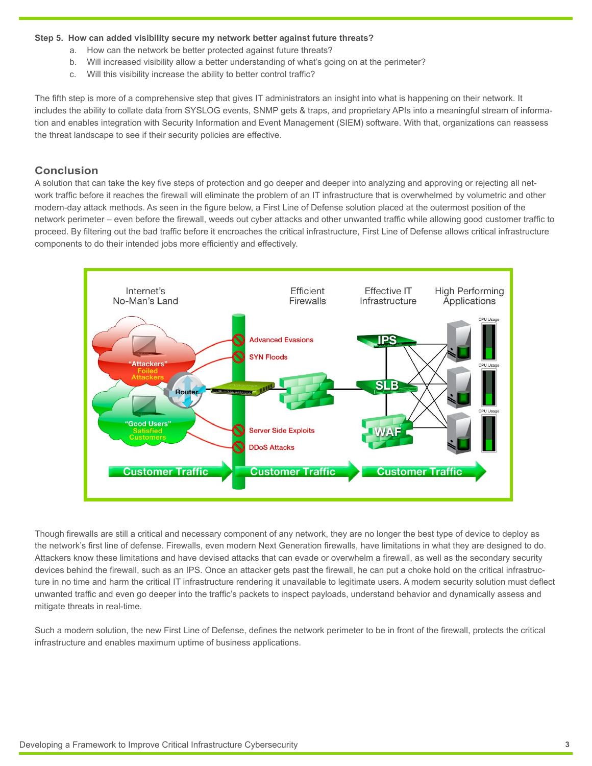**Step 5. How can added visibility secure my network better against future threats?**

a. How can the network be better protected against future threats?
b. Will increased visibility allow a better understanding of what's going on at the perimeter?
c. Will this visibility increase the ability to better control traffic?

The fifth step is more of a comprehensive step that gives IT administrators an insight into what is happening on their network. It includes the ability to collate data from SYSLOG events, SNMP gets & traps, and proprietary APIs into a meaningful stream of information and enables integration with Security Information and Event Management (SIEM) software. With that, organizations can reassess the threat landscape to see if their security policies are effective.

## Conclusion

A solution that can take the key five steps of protection and go deeper and deeper into analyzing and approving or rejecting all network traffic before it reaches the firewall will eliminate the problem of an IT infrastructure that is overwhelmed by volumetric and other modern-day attack methods. As seen in the figure below, a First Line of Defense solution placed at the outermost position of the network perimeter – even before the firewall, weeds out cyber attacks and other unwanted traffic while allowing good customer traffic to proceed. By filtering out the bad traffic before it encroaches the critical infrastructure, First Line of Defense allows critical infrastructure components to do their intended jobs more efficiently and effectively.

Though firewalls are still a critical and necessary component of any network, they are no longer the best type of device to deploy as the network's first line of defense. Firewalls, even modern Next Generation firewalls, have limitations in what they are designed to do. Attackers know these limitations and have devised attacks that can evade or overwhelm a firewall, as well as the secondary security devices behind the firewall, such as an IPS. Once an attacker gets past the firewall, he can put a choke hold on the critical infrastructure in no time and harm the critical IT infrastructure rendering it unavailable to legitimate users. A modern security solution must deflect unwanted traffic and even go deeper into the traffic's packets to inspect payloads, understand behavior and dynamically assess and mitigate threats in real-time.

Such a modern solution, the new First Line of Defense, defines the network perimeter to be in front of the firewall, protects the critical infrastructure and enables maximum uptime of business applications.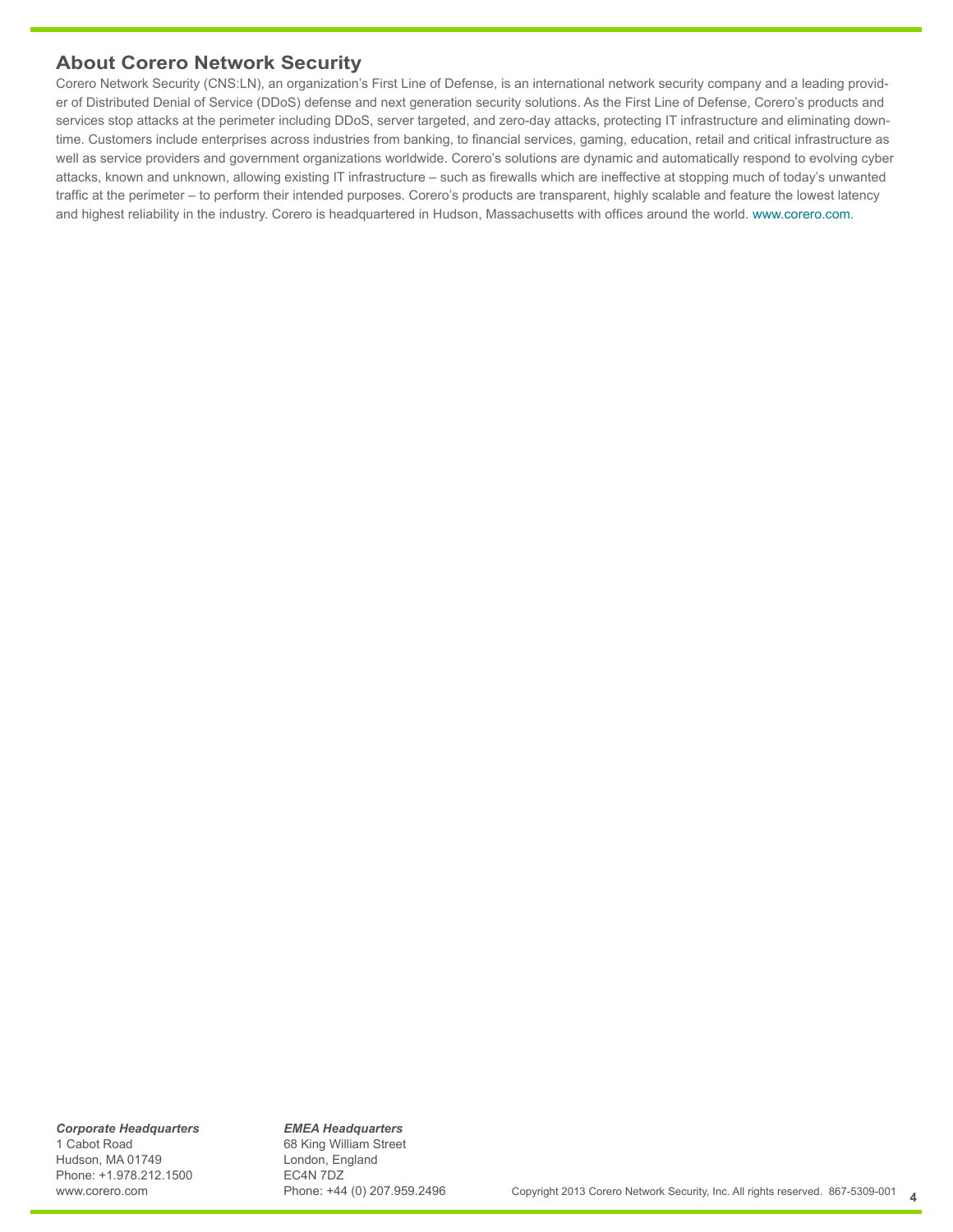## About Corero Network Security

Corero Network Security (CNS:LN), an organization's First Line of Defense, is an international network security company and a leading provider of Distributed Denial of Service (DDoS) defense and next generation security solutions. As the First Line of Defense, Corero's products and services stop attacks at the perimeter including DDoS, server targeted, and zero-day attacks, protecting IT infrastructure and eliminating downtime. Customers include enterprises across industries from banking, to financial services, gaming, education, retail and critical infrastructure as well as service providers and government organizations worldwide. Corero's solutions are dynamic and automatically respond to evolving cyber attacks, known and unknown, allowing existing IT infrastructure – such as firewalls which are ineffective at stopping much of today's unwanted traffic at the perimeter – to perform their intended purposes. Corero's products are transparent, highly scalable and feature the lowest latency and highest reliability in the industry. Corero is headquartered in Hudson, Massachusetts with offices around the world. www.corero.com.

***Corporate Headquarters***
1 Cabot Road
Hudson, MA 01749
Phone: +1.978.212.1500
www.corero.com

***EMEA Headquarters***
68 King William Street
London, England
EC4N 7DZ
Phone: +44 (0) 207.959.2496

Copyright 2013 Corero Network Security, Inc. All rights reserved. 867-5309-001